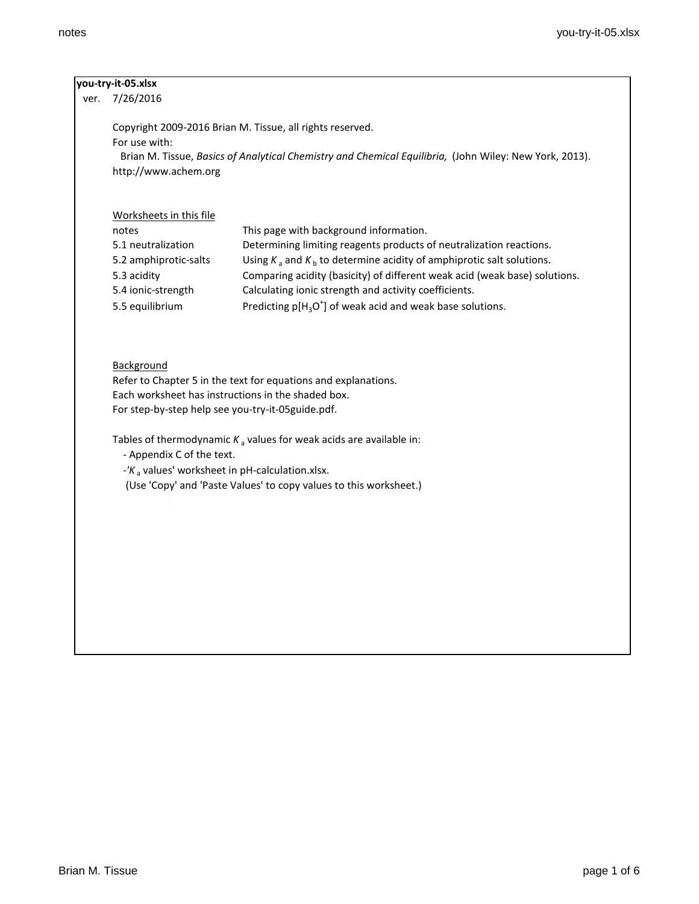**you-try-it-05.xlsx**

ver. 7/26/2016

Copyright 2009-2016 Brian M. Tissue, all rights reserved.
For use with:
Brian M. Tissue, *Basics of Analytical Chemistry and Chemical Equilibria,* (John Wiley: New York, 2013).
http://www.achem.org

<u>Worksheets in this file</u>

| | |
|---|---|
| notes | This page with background information. |
| 5.1 neutralization | Determining limiting reagents products of neutralization reactions. |
| 5.2 amphiprotic-salts | Using $K_a$ and $K_b$ to determine acidity of amphiprotic salt solutions. |
| 5.3 acidity | Comparing acidity (basicity) of different weak acid (weak base) solutions. |
| 5.4 ionic-strength | Calculating ionic strength and activity coefficients. |
| 5.5 equilibrium | Predicting p[$H_3O^+$] of weak acid and weak base solutions. |

<u>Background</u>

Refer to Chapter 5 in the text for equations and explanations.
Each worksheet has instructions in the shaded box.
For step-by-step help see you-try-it-05guide.pdf.

Tables of thermodynamic $K_a$ values for weak acids are available in:
- Appendix C of the text.
- '$K_a$ values' worksheet in pH-calculation.xlsx.
(Use 'Copy' and 'Paste Values' to copy values to this worksheet.)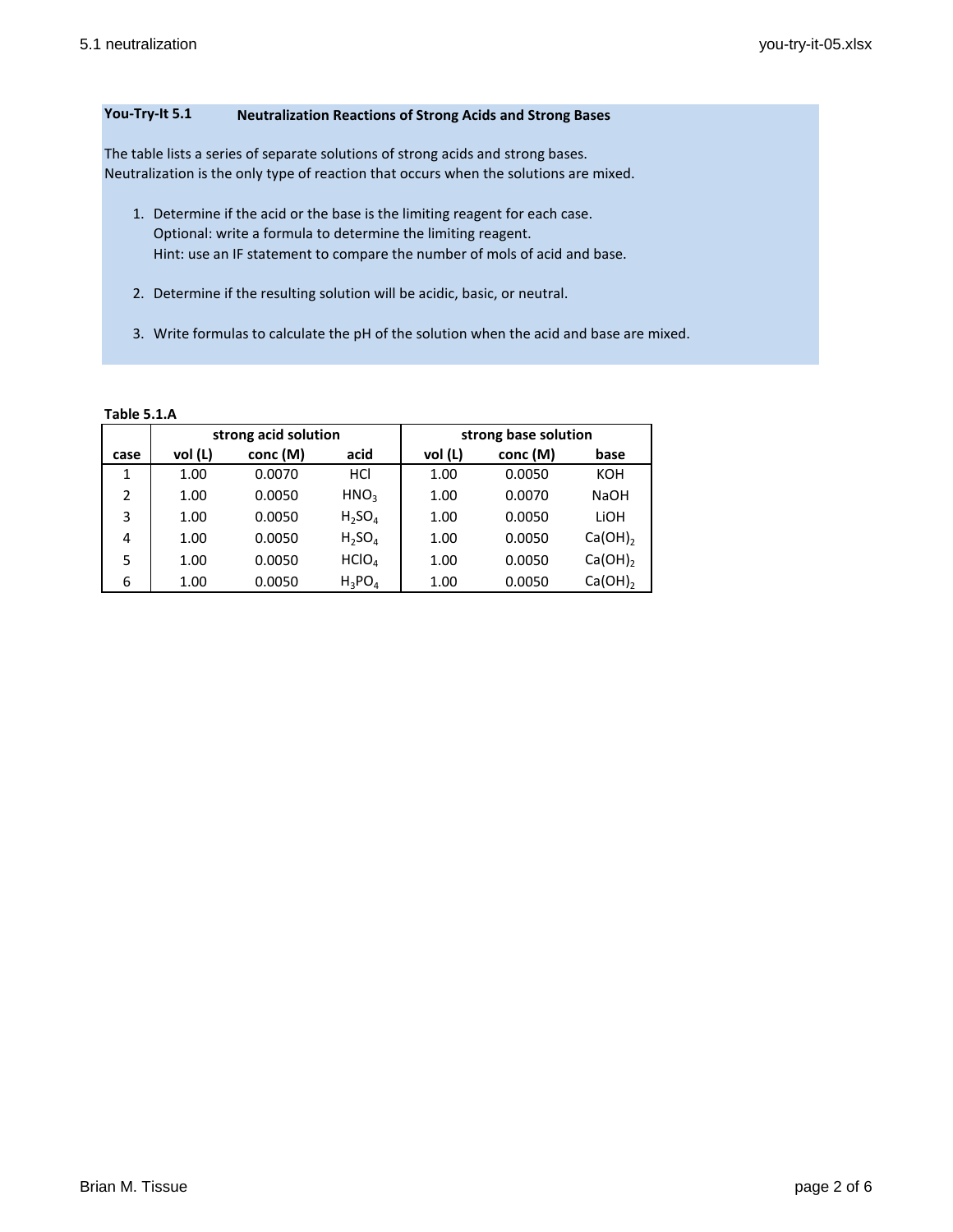**You-Try-It 5.1** **Neutralization Reactions of Strong Acids and Strong Bases**

The table lists a series of separate solutions of strong acids and strong bases.
Neutralization is the only type of reaction that occurs when the solutions are mixed.

1. Determine if the acid or the base is the limiting reagent for each case.
   Optional: write a formula to determine the limiting reagent.
   Hint: use an IF statement to compare the number of mols of acid and base.

2. Determine if the resulting solution will be acidic, basic, or neutral.

3. Write formulas to calculate the pH of the solution when the acid and base are mixed.

**Table 5.1.A**

| | strong acid solution | | | strong base solution | | |
|---|---|---|---|---|---|---|
| **case** | **vol (L)** | **conc (M)** | **acid** | **vol (L)** | **conc (M)** | **base** |
| 1 | 1.00 | 0.0070 | HCl | 1.00 | 0.0050 | KOH |
| 2 | 1.00 | 0.0050 | $HNO_3$ | 1.00 | 0.0070 | NaOH |
| 3 | 1.00 | 0.0050 | $H_2SO_4$ | 1.00 | 0.0050 | LiOH |
| 4 | 1.00 | 0.0050 | $H_2SO_4$ | 1.00 | 0.0050 | $Ca(OH)_2$ |
| 5 | 1.00 | 0.0050 | $HClO_4$ | 1.00 | 0.0050 | $Ca(OH)_2$ |
| 6 | 1.00 | 0.0050 | $H_3PO_4$ | 1.00 | 0.0050 | $Ca(OH)_2$ |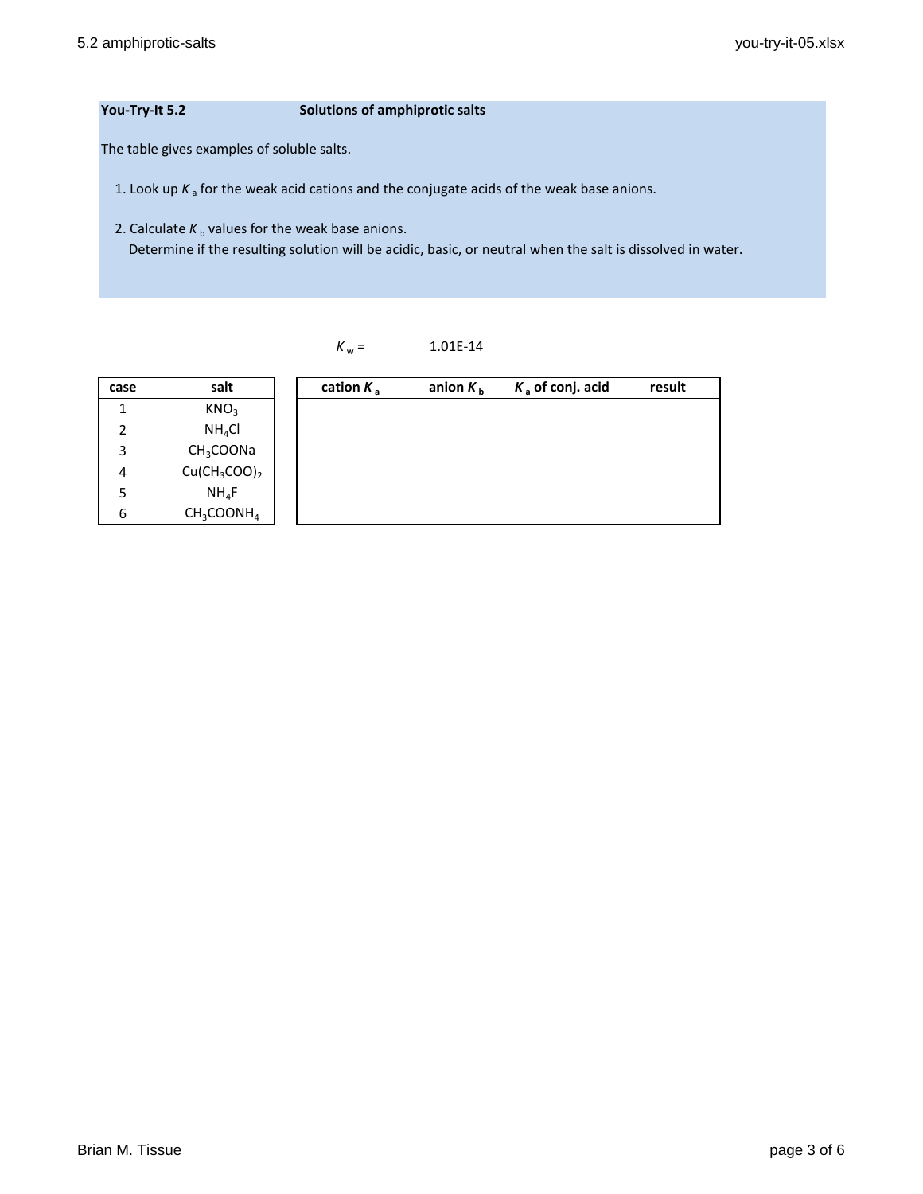**You-Try-It 5.2** **Solutions of amphiprotic salts**

The table gives examples of soluble salts.

1. Look up $K_a$ for the weak acid cations and the conjugate acids of the weak base anions.

2. Calculate $K_b$ values for the weak base anions.
   Determine if the resulting solution will be acidic, basic, or neutral when the salt is dissolved in water.

$K_w$ = 1.01E-14

| case | salt | cation $K_a$ | anion $K_b$ | $K_a$ of conj. acid | result |
|---|---|---|---|---|---|
| 1 | $KNO_3$ | | | | |
| 2 | $NH_4Cl$ | | | | |
| 3 | $CH_3COONa$ | | | | |
| 4 | $Cu(CH_3COO)_2$ | | | | |
| 5 | $NH_4F$ | | | | |
| 6 | $CH_3COONH_4$ | | | | |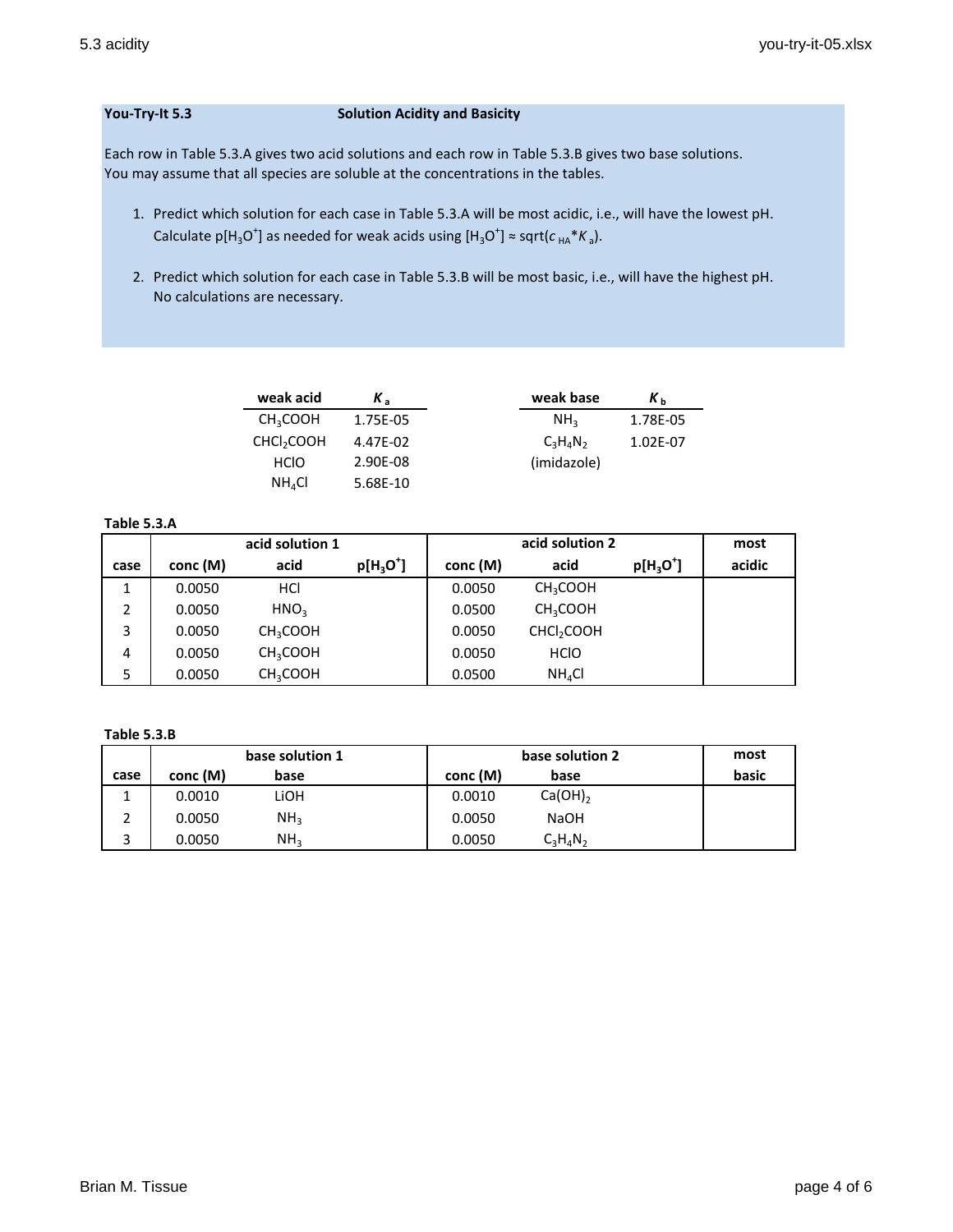**You-Try-It 5.3** **Solution Acidity and Basicity**

Each row in Table 5.3.A gives two acid solutions and each row in Table 5.3.B gives two base solutions. You may assume that all species are soluble at the concentrations in the tables.

1. Predict which solution for each case in Table 5.3.A will be most acidic, i.e., will have the lowest pH. Calculate $p[H_3O^+]$ as needed for weak acids using $[H_3O^+] \approx \text{sqrt}(c_{HA} * K_a)$.

2. Predict which solution for each case in Table 5.3.B will be most basic, i.e., will have the highest pH. No calculations are necessary.

| weak acid | $K_a$ |
|---|---|
| $CH_3COOH$ | 1.75E-05 |
| $CHCl_2COOH$ | 4.47E-02 |
| $HClO$ | 2.90E-08 |
| $NH_4Cl$ | 5.68E-10 |

| weak base | $K_b$ |
|---|---|
| $NH_3$ | 1.78E-05 |
| $C_3H_4N_2$ (imidazole) | 1.02E-07 |

**Table 5.3.A**

| | acid solution 1 | | | acid solution 2 | | | most |
|---|---|---|---|---|---|---|---|
| case | conc (M) | acid | $p[H_3O^+]$ | conc (M) | acid | $p[H_3O^+]$ | acidic |
| 1 | 0.0050 | $HCl$ | | 0.0050 | $CH_3COOH$ | | |
| 2 | 0.0050 | $HNO_3$ | | 0.0500 | $CH_3COOH$ | | |
| 3 | 0.0050 | $CH_3COOH$ | | 0.0050 | $CHCl_2COOH$ | | |
| 4 | 0.0050 | $CH_3COOH$ | | 0.0050 | $HClO$ | | |
| 5 | 0.0050 | $CH_3COOH$ | | 0.0500 | $NH_4Cl$ | | |

**Table 5.3.B**

| | base solution 1 | | base solution 2 | | most |
|---|---|---|---|---|---|
| case | conc (M) | base | conc (M) | base | basic |
| 1 | 0.0010 | $LiOH$ | 0.0010 | $Ca(OH)_2$ | |
| 2 | 0.0050 | $NH_3$ | 0.0050 | $NaOH$ | |
| 3 | 0.0050 | $NH_3$ | 0.0050 | $C_3H_4N_2$ | |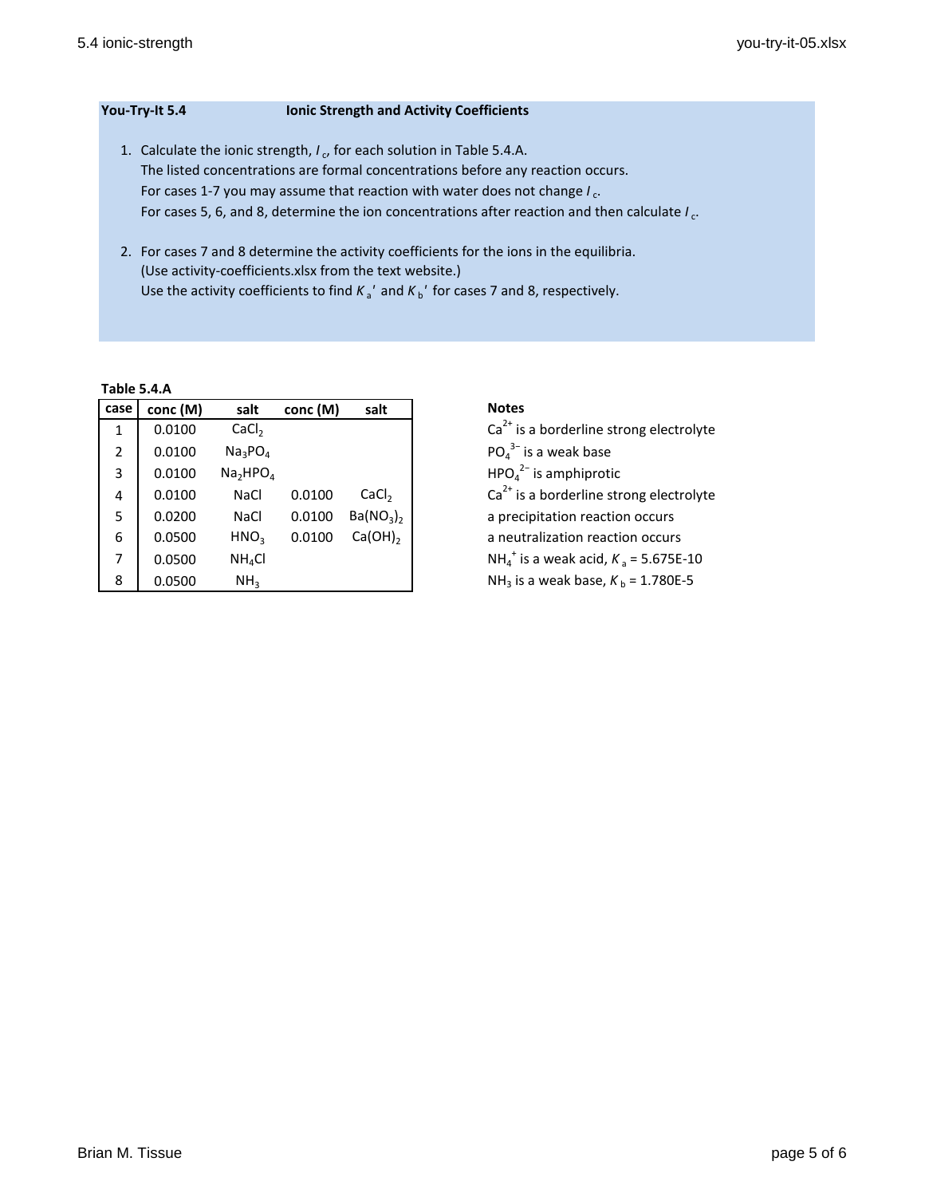**You-Try-It 5.4** **Ionic Strength and Activity Coefficients**

1. Calculate the ionic strength, $I_c$, for each solution in Table 5.4.A.
   The listed concentrations are formal concentrations before any reaction occurs.
   For cases 1-7 you may assume that reaction with water does not change $I_c$.
   For cases 5, 6, and 8, determine the ion concentrations after reaction and then calculate $I_c$.

2. For cases 7 and 8 determine the activity coefficients for the ions in the equilibria.
   (Use activity-coefficients.xlsx from the text website.)
   Use the activity coefficients to find $K_a'$ and $K_b'$ for cases 7 and 8, respectively.

**Table 5.4.A**

| case | conc (M) | salt | conc (M) | salt |
|---|---|---|---|---|
| 1 | 0.0100 | $CaCl_2$ | | |
| 2 | 0.0100 | $Na_3PO_4$ | | |
| 3 | 0.0100 | $Na_2HPO_4$ | | |
| 4 | 0.0100 | NaCl | 0.0100 | $CaCl_2$ |
| 5 | 0.0200 | NaCl | 0.0100 | $Ba(NO_3)_2$ |
| 6 | 0.0500 | $HNO_3$ | 0.0100 | $Ca(OH)_2$ |
| 7 | 0.0500 | $NH_4Cl$ | | |
| 8 | 0.0500 | $NH_3$ | | |

**Notes**

$Ca^{2+}$ is a borderline strong electrolyte
$PO_4^{3-}$ is a weak base
$HPO_4^{2-}$ is amphiprotic
$Ca^{2+}$ is a borderline strong electrolyte
a precipitation reaction occurs
a neutralization reaction occurs
$NH_4^+$ is a weak acid, $K_a$ = 5.675E-10
$NH_3$ is a weak base, $K_b$ = 1.780E-5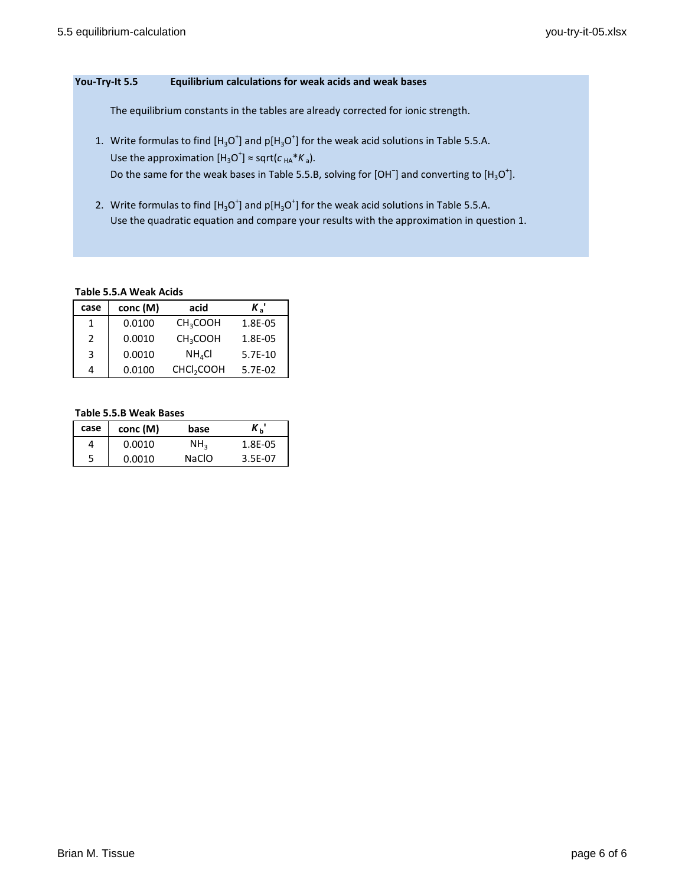**You-Try-It 5.5** **Equilibrium calculations for weak acids and weak bases**

The equilibrium constants in the tables are already corrected for ionic strength.

1. Write formulas to find $[H_3O^+]$ and $p[H_3O^+]$ for the weak acid solutions in Table 5.5.A.
   Use the approximation $[H_3O^+] \approx \text{sqrt}(c_{HA}*K_a)$.
   Do the same for the weak bases in Table 5.5.B, solving for $[OH^-]$ and converting to $[H_3O^+]$.

2. Write formulas to find $[H_3O^+]$ and $p[H_3O^+]$ for the weak acid solutions in Table 5.5.A.
   Use the quadratic equation and compare your results with the approximation in question 1.

**Table 5.5.A Weak Acids**

| case | conc (M) | acid | $K_a'$ |
|---|---|---|---|
| 1 | 0.0100 | $CH_3COOH$ | 1.8E-05 |
| 2 | 0.0010 | $CH_3COOH$ | 1.8E-05 |
| 3 | 0.0010 | $NH_4Cl$ | 5.7E-10 |
| 4 | 0.0100 | $CHCl_2COOH$ | 5.7E-02 |

**Table 5.5.B Weak Bases**

| case | conc (M) | base | $K_b'$ |
|---|---|---|---|
| 4 | 0.0010 | $NH_3$ | 1.8E-05 |
| 5 | 0.0010 | NaClO | 3.5E-07 |